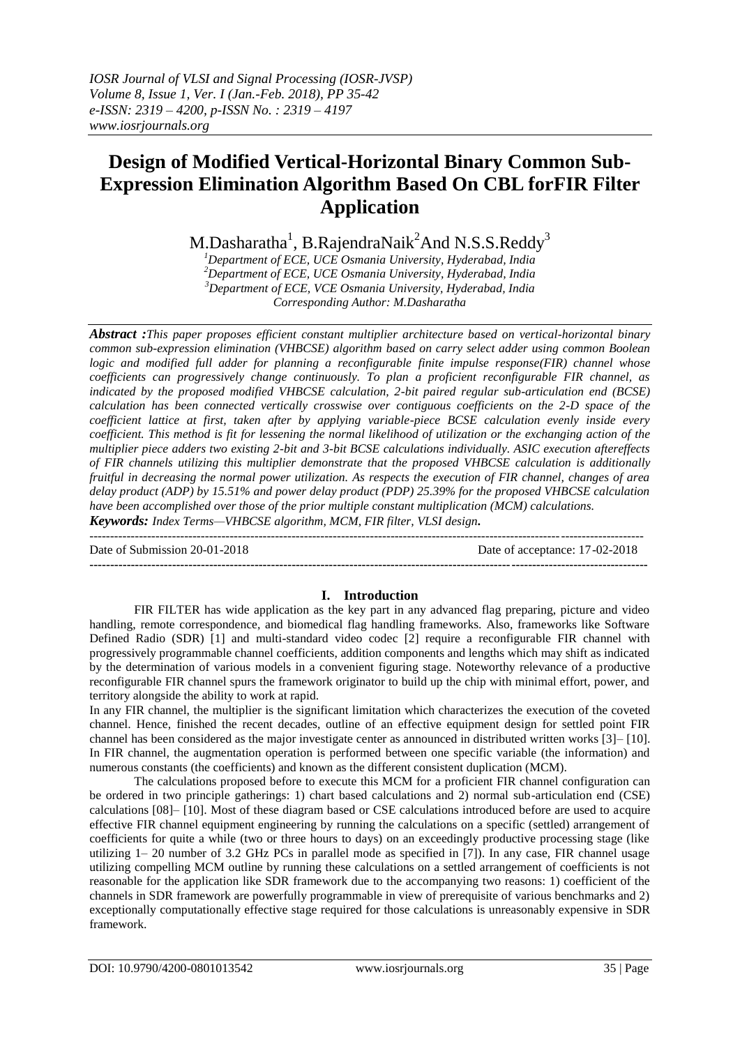# Design of Modified Vertical-Horizontal Binary Common Sub-Expression Elimination Algorithm Based On CBL forFIR Filter Application

M.Dasharatha[1], B.RajendraNaik[2]And N.S.S.Reddy[3]

[1]Department of ECE, UCE Osmania University, Hyderabad, India
[2]Department of ECE, UCE Osmania University, Hyderabad, India
[3]Department of ECE, VCE Osmania University, Hyderabad, India
Corresponding Author: M.Dasharatha

***Abstract :****This paper proposes efficient constant multiplier architecture based on vertical-horizontal binary common sub-expression elimination (VHBCSE) algorithm based on carry select adder using common Boolean logic and modified full adder for planning a reconfigurable finite impulse response(FIR) channel whose coefficients can progressively change continuously. To plan a proficient reconfigurable FIR channel, as indicated by the proposed modified VHBCSE calculation, 2-bit paired regular sub-articulation end (BCSE) calculation has been connected vertically crosswise over contiguous coefficients on the 2-D space of the coefficient lattice at first, taken after by applying variable-piece BCSE calculation evenly inside every coefficient. This method is fit for lessening the normal likelihood of utilization or the exchanging action of the multiplier piece adders two existing 2-bit and 3-bit BCSE calculations individually. ASIC execution aftereffects of FIR channels utilizing this multiplier demonstrate that the proposed VHBCSE calculation is additionally fruitful in decreasing the normal power utilization. As respects the execution of FIR channel, changes of area delay product (ADP) by 15.51% and power delay product (PDP) 25.39% for the proposed VHBCSE calculation have been accomplished over those of the prior multiple constant multiplication (MCM) calculations.*

***Keywords:*** *Index Terms—VHBCSE algorithm, MCM, FIR filter, VLSI design.*

Date of Submission 20-01-2018 | Date of acceptance: 17-02-2018

## I. Introduction

FIR FILTER has wide application as the key part in any advanced flag preparing, picture and video handling, remote correspondence, and biomedical flag handling frameworks. Also, frameworks like Software Defined Radio (SDR) [1] and multi-standard video codec [2] require a reconfigurable FIR channel with progressively programmable channel coefficients, addition components and lengths which may shift as indicated by the determination of various models in a convenient figuring stage. Noteworthy relevance of a productive reconfigurable FIR channel spurs the framework originator to build up the chip with minimal effort, power, and territory alongside the ability to work at rapid.

In any FIR channel, the multiplier is the significant limitation which characterizes the execution of the coveted channel. Hence, finished the recent decades, outline of an effective equipment design for settled point FIR channel has been considered as the major investigate center as announced in distributed written works [3]– [10]. In FIR channel, the augmentation operation is performed between one specific variable (the information) and numerous constants (the coefficients) and known as the different consistent duplication (MCM).

The calculations proposed before to execute this MCM for a proficient FIR channel configuration can be ordered in two principle gatherings: 1) chart based calculations and 2) normal sub-articulation end (CSE) calculations [08]– [10]. Most of these diagram based or CSE calculations introduced before are used to acquire effective FIR channel equipment engineering by running the calculations on a specific (settled) arrangement of coefficients for quite a while (two or three hours to days) on an exceedingly productive processing stage (like utilizing 1– 20 number of 3.2 GHz PCs in parallel mode as specified in [7]). In any case, FIR channel usage utilizing compelling MCM outline by running these calculations on a settled arrangement of coefficients is not reasonable for the application like SDR framework due to the accompanying two reasons: 1) coefficient of the channels in SDR framework are powerfully programmable in view of prerequisite of various benchmarks and 2) exceptionally computationally effective stage required for those calculations is unreasonably expensive in SDR framework.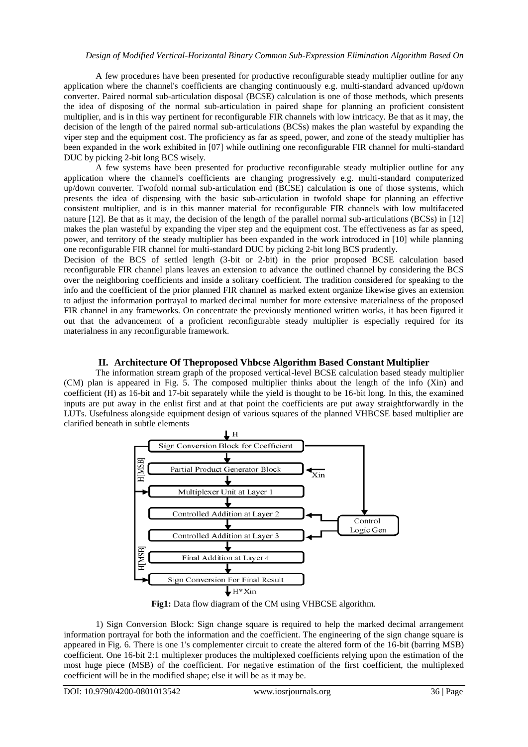A few procedures have been presented for productive reconfigurable steady multiplier outline for any application where the channel's coefficients are changing continuously e.g. multi-standard advanced up/down converter. Paired normal sub-articulation disposal (BCSE) calculation is one of those methods, which presents the idea of disposing of the normal sub-articulation in paired shape for planning an proficient consistent multiplier, and is in this way pertinent for reconfigurable FIR channels with low intricacy. Be that as it may, the decision of the length of the paired normal sub-articulations (BCSs) makes the plan wasteful by expanding the viper step and the equipment cost. The proficiency as far as speed, power, and zone of the steady multiplier has been expanded in the work exhibited in [07] while outlining one reconfigurable FIR channel for multi-standard DUC by picking 2-bit long BCS wisely.

A few systems have been presented for productive reconfigurable steady multiplier outline for any application where the channel's coefficients are changing progressively e.g. multi-standard computerized up/down converter. Twofold normal sub-articulation end (BCSE) calculation is one of those systems, which presents the idea of dispensing with the basic sub-articulation in twofold shape for planning an effective consistent multiplier, and is in this manner material for reconfigurable FIR channels with low multifaceted nature [12]. Be that as it may, the decision of the length of the parallel normal sub-articulations (BCSs) in [12] makes the plan wasteful by expanding the viper step and the equipment cost. The effectiveness as far as speed, power, and territory of the steady multiplier has been expanded in the work introduced in [10] while planning one reconfigurable FIR channel for multi-standard DUC by picking 2-bit long BCS prudently.

Decision of the BCS of settled length (3-bit or 2-bit) in the prior proposed BCSE calculation based reconfigurable FIR channel plans leaves an extension to advance the outlined channel by considering the BCS over the neighboring coefficients and inside a solitary coefficient. The tradition considered for speaking to the info and the coefficient of the prior planned FIR channel as marked extent organize likewise gives an extension to adjust the information portrayal to marked decimal number for more extensive materialness of the proposed FIR channel in any frameworks. On concentrate the previously mentioned written works, it has been figured it out that the advancement of a proficient reconfigurable steady multiplier is especially required for its materialness in any reconfigurable framework.

## II. Architecture Of Theproposed Vhbcse Algorithm Based Constant Multiplier

The information stream graph of the proposed vertical-level BCSE calculation based steady multiplier (CM) plan is appeared in Fig. 5. The composed multiplier thinks about the length of the info (Xin) and coefficient (H) as 16-bit and 17-bit separately while the yield is thought to be 16-bit long. In this, the examined inputs are put away in the enlist first and at that point the coefficients are put away straightforwardly in the LUTs. Usefulness alongside equipment design of various squares of the planned VHBCSE based multiplier are clarified beneath in subtle elements

**Fig1:** Data flow diagram of the CM using VHBCSE algorithm.

1) Sign Conversion Block: Sign change square is required to help the marked decimal arrangement information portrayal for both the information and the coefficient. The engineering of the sign change square is appeared in Fig. 6. There is one 1's complementer circuit to create the altered form of the 16-bit (barring MSB) coefficient. One 16-bit 2:1 multiplexer produces the multiplexed coefficients relying upon the estimation of the most huge piece (MSB) of the coefficient. For negative estimation of the first coefficient, the multiplexed coefficient will be in the modified shape; else it will be as it may be.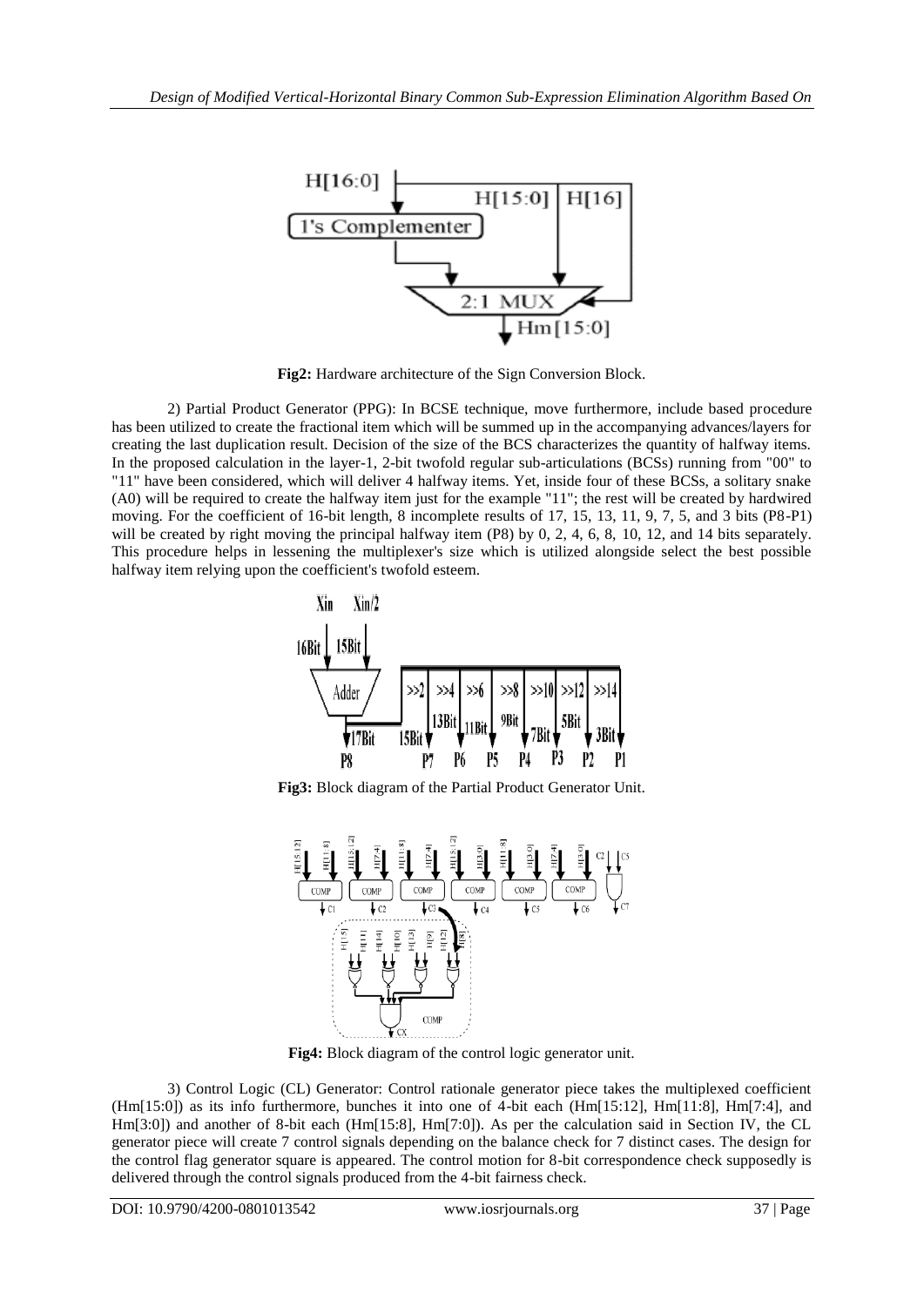**Fig2:** Hardware architecture of the Sign Conversion Block.

2) Partial Product Generator (PPG): In BCSE technique, move furthermore, include based procedure has been utilized to create the fractional item which will be summed up in the accompanying advances/layers for creating the last duplication result. Decision of the size of the BCS characterizes the quantity of halfway items. In the proposed calculation in the layer-1, 2-bit twofold regular sub-articulations (BCSs) running from "00" to "11" have been considered, which will deliver 4 halfway items. Yet, inside four of these BCSs, a solitary snake (A0) will be required to create the halfway item just for the example "11"; the rest will be created by hardwired moving. For the coefficient of 16-bit length, 8 incomplete results of 17, 15, 13, 11, 9, 7, 5, and 3 bits (P8-P1) will be created by right moving the principal halfway item (P8) by 0, 2, 4, 6, 8, 10, 12, and 14 bits separately. This procedure helps in lessening the multiplexer's size which is utilized alongside select the best possible halfway item relying upon the coefficient's twofold esteem.

**Fig3:** Block diagram of the Partial Product Generator Unit.

**Fig4:** Block diagram of the control logic generator unit.

3) Control Logic (CL) Generator: Control rationale generator piece takes the multiplexed coefficient (Hm[15:0]) as its info furthermore, bunches it into one of 4-bit each (Hm[15:12], Hm[11:8], Hm[7:4], and Hm[3:0]) and another of 8-bit each (Hm[15:8], Hm[7:0]). As per the calculation said in Section IV, the CL generator piece will create 7 control signals depending on the balance check for 7 distinct cases. The design for the control flag generator square is appeared. The control motion for 8-bit correspondence check supposedly is delivered through the control signals produced from the 4-bit fairness check.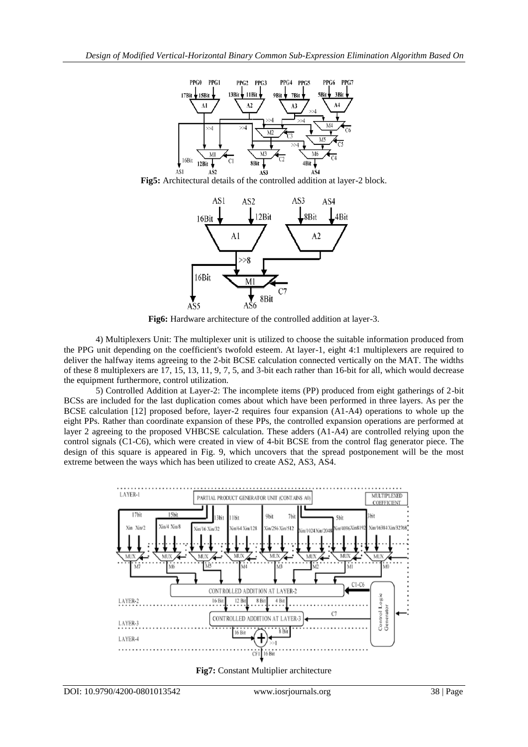**Fig5:** Architectural details of the controlled addition at layer-2 block.

**Fig6:** Hardware architecture of the controlled addition at layer-3.

4) Multiplexers Unit: The multiplexer unit is utilized to choose the suitable information produced from the PPG unit depending on the coefficient's twofold esteem. At layer-1, eight 4:1 multiplexers are required to deliver the halfway items agreeing to the 2-bit BCSE calculation connected vertically on the MAT. The widths of these 8 multiplexers are 17, 15, 13, 11, 9, 7, 5, and 3-bit each rather than 16-bit for all, which would decrease the equipment furthermore, control utilization.

5) Controlled Addition at Layer-2: The incomplete items (PP) produced from eight gatherings of 2-bit BCSs are included for the last duplication comes about which have been performed in three layers. As per the BCSE calculation [12] proposed before, layer-2 requires four expansion (A1-A4) operations to whole up the eight PPs. Rather than coordinate expansion of these PPs, the controlled expansion operations are performed at layer 2 agreeing to the proposed VHBCSE calculation. These adders (A1-A4) are controlled relying upon the control signals (C1-C6), which were created in view of 4-bit BCSE from the control flag generator piece. The design of this square is appeared in Fig. 9, which uncovers that the spread postponement will be the most extreme between the ways which has been utilized to create AS2, AS3, AS4.

**Fig7:** Constant Multiplier architecture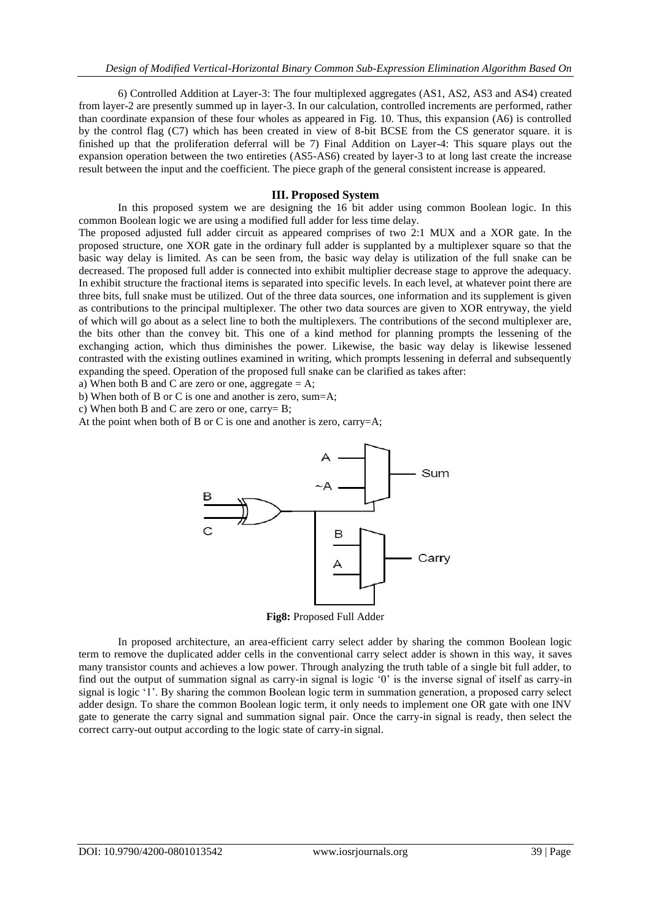6) Controlled Addition at Layer-3: The four multiplexed aggregates (AS1, AS2, AS3 and AS4) created from layer-2 are presently summed up in layer-3. In our calculation, controlled increments are performed, rather than coordinate expansion of these four wholes as appeared in Fig. 10. Thus, this expansion (A6) is controlled by the control flag (C7) which has been created in view of 8-bit BCSE from the CS generator square. it is finished up that the proliferation deferral will be 7) Final Addition on Layer-4: This square plays out the expansion operation between the two entireties (AS5-AS6) created by layer-3 to at long last create the increase result between the input and the coefficient. The piece graph of the general consistent increase is appeared.

## III. Proposed System

In this proposed system we are designing the 16 bit adder using common Boolean logic. In this common Boolean logic we are using a modified full adder for less time delay.

The proposed adjusted full adder circuit as appeared comprises of two 2:1 MUX and a XOR gate. In the proposed structure, one XOR gate in the ordinary full adder is supplanted by a multiplexer square so that the basic way delay is limited. As can be seen from, the basic way delay is utilization of the full snake can be decreased. The proposed full adder is connected into exhibit multiplier decrease stage to approve the adequacy. In exhibit structure the fractional items is separated into specific levels. In each level, at whatever point there are three bits, full snake must be utilized. Out of the three data sources, one information and its supplement is given as contributions to the principal multiplexer. The other two data sources are given to XOR entryway, the yield of which will go about as a select line to both the multiplexers. The contributions of the second multiplexer are, the bits other than the convey bit. This one of a kind method for planning prompts the lessening of the exchanging action, which thus diminishes the power. Likewise, the basic way delay is likewise lessened contrasted with the existing outlines examined in writing, which prompts lessening in deferral and subsequently expanding the speed. Operation of the proposed full snake can be clarified as takes after:

a) When both B and C are zero or one, aggregate = A;

b) When both of B or C is one and another is zero, sum=A;

c) When both B and C are zero or one, carry= B;

At the point when both of B or C is one and another is zero, carry=A;

**Fig8:** Proposed Full Adder

In proposed architecture, an area-efficient carry select adder by sharing the common Boolean logic term to remove the duplicated adder cells in the conventional carry select adder is shown in this way, it saves many transistor counts and achieves a low power. Through analyzing the truth table of a single bit full adder, to find out the output of summation signal as carry-in signal is logic '0' is the inverse signal of itself as carry-in signal is logic '1'. By sharing the common Boolean logic term in summation generation, a proposed carry select adder design. To share the common Boolean logic term, it only needs to implement one OR gate with one INV gate to generate the carry signal and summation signal pair. Once the carry-in signal is ready, then select the correct carry-out output according to the logic state of carry-in signal.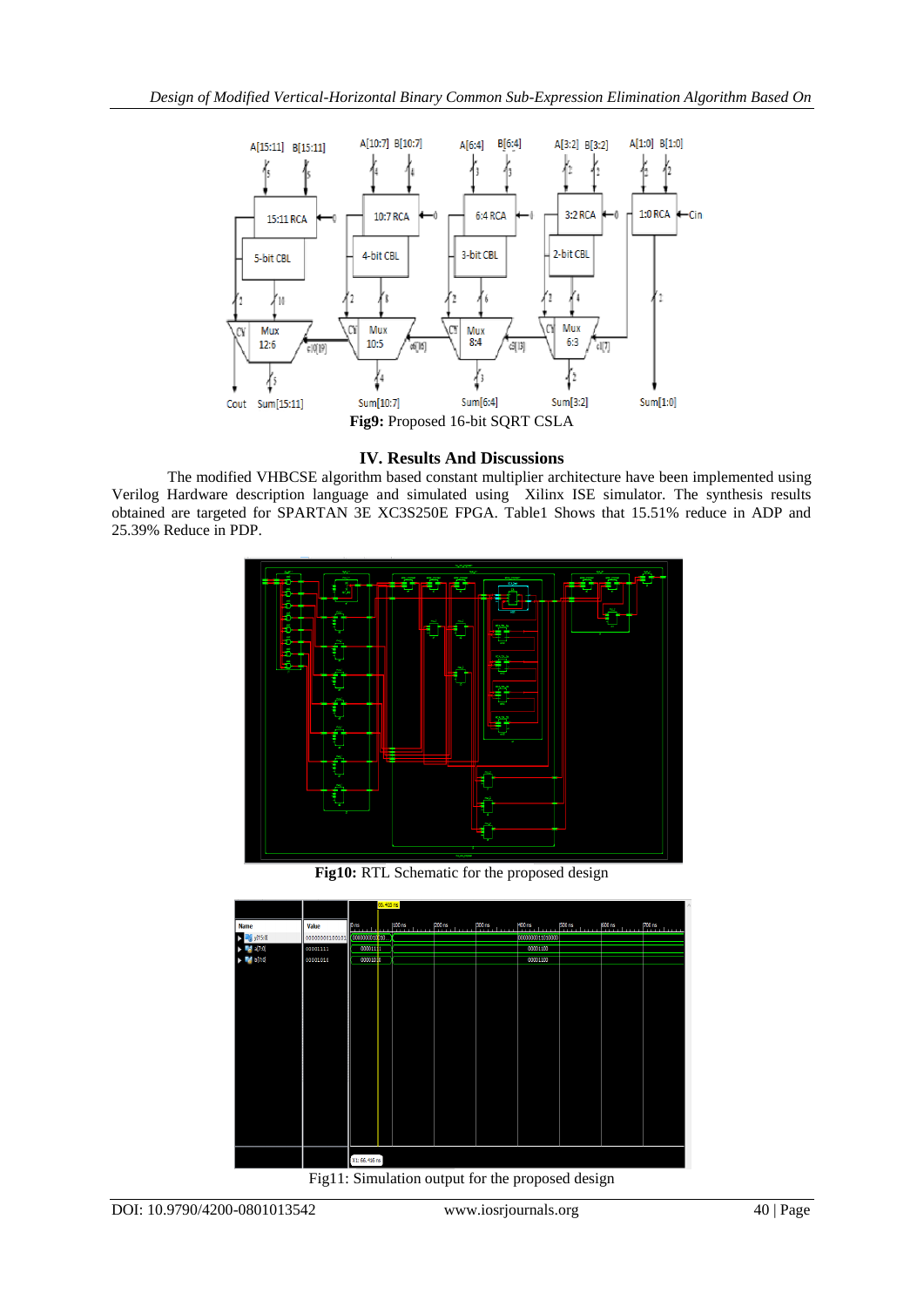**Fig9:** Proposed 16-bit SQRT CSLA

## IV. Results And Discussions

The modified VHBCSE algorithm based constant multiplier architecture have been implemented using Verilog Hardware description language and simulated using Xilinx ISE simulator. The synthesis results obtained are targeted for SPARTAN 3E XC3S250E FPGA. Table1 Shows that 15.51% reduce in ADP and 25.39% Reduce in PDP.

**Fig10:** RTL Schematic for the proposed design

Fig11: Simulation output for the proposed design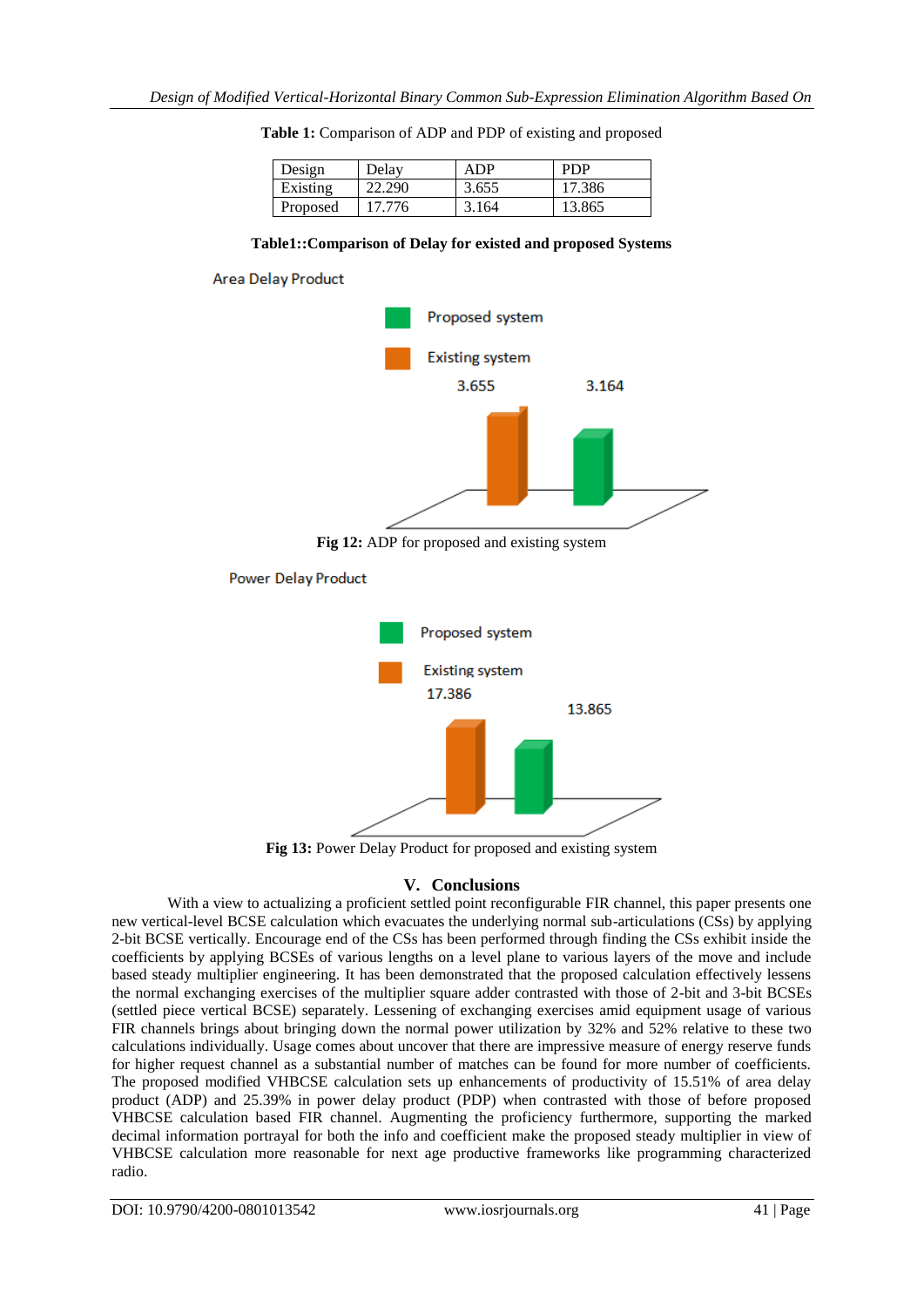**Table 1:** Comparison of ADP and PDP of existing and proposed

| Design | Delay | ADP | PDP |
|---|---|---|---|
| Existing | 22.290 | 3.655 | 17.386 |
| Proposed | 17.776 | 3.164 | 13.865 |

**Table1::Comparison of Delay for existed and proposed Systems**

Area Delay Product

Proposed system

Existing system

3.655 3.164

**Fig 12:** ADP for proposed and existing system

Power Delay Product

Proposed system

Existing system

17.386 13.865

**Fig 13:** Power Delay Product for proposed and existing system

## V. Conclusions

With a view to actualizing a proficient settled point reconfigurable FIR channel, this paper presents one new vertical-level BCSE calculation which evacuates the underlying normal sub-articulations (CSs) by applying 2-bit BCSE vertically. Encourage end of the CSs has been performed through finding the CSs exhibit inside the coefficients by applying BCSEs of various lengths on a level plane to various layers of the move and include based steady multiplier engineering. It has been demonstrated that the proposed calculation effectively lessens the normal exchanging exercises of the multiplier square adder contrasted with those of 2-bit and 3-bit BCSEs (settled piece vertical BCSE) separately. Lessening of exchanging exercises amid equipment usage of various FIR channels brings about bringing down the normal power utilization by 32% and 52% relative to these two calculations individually. Usage comes about uncover that there are impressive measure of energy reserve funds for higher request channel as a substantial number of matches can be found for more number of coefficients. The proposed modified VHBCSE calculation sets up enhancements of productivity of 15.51% of area delay product (ADP) and 25.39% in power delay product (PDP) when contrasted with those of before proposed VHBCSE calculation based FIR channel. Augmenting the proficiency furthermore, supporting the marked decimal information portrayal for both the info and coefficient make the proposed steady multiplier in view of VHBCSE calculation more reasonable for next age productive frameworks like programming characterized radio.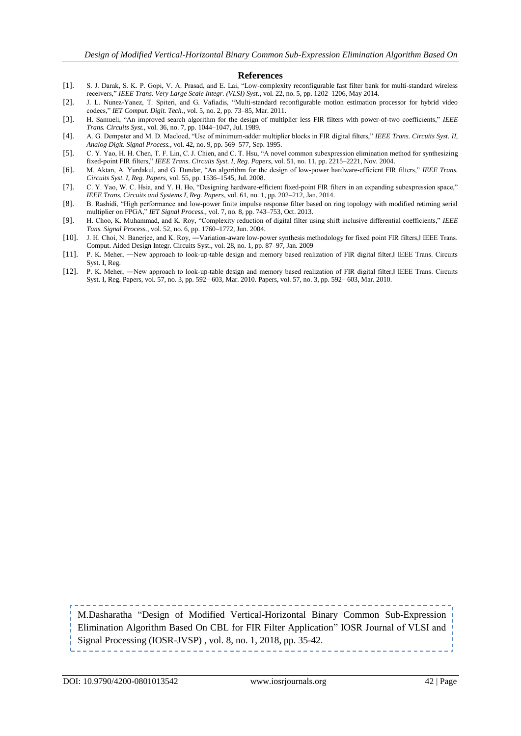## References

[1]. S. J. Darak, S. K. P. Gopi, V. A. Prasad, and E. Lai, "Low-complexity reconfigurable fast filter bank for multi-standard wireless receivers," *IEEE Trans. Very Large Scale Integr. (VLSI) Syst.*, vol. 22, no. 5, pp. 1202–1206, May 2014.

[2]. J. L. Nunez-Yanez, T. Spiteri, and G. Vafiadis, "Multi-standard reconfigurable motion estimation processor for hybrid video codecs," *IET Comput. Digit. Tech.*, vol. 5, no. 2, pp. 73–85, Mar. 2011.

[3]. H. Samueli, "An improved search algorithm for the design of multiplier less FIR filters with power-of-two coefficients," *IEEE Trans. Circuits Syst.*, vol. 36, no. 7, pp. 1044–1047, Jul. 1989.

[4]. A. G. Dempster and M. D. Macloed, "Use of minimum-adder multiplier blocks in FIR digital filters," *IEEE Trans. Circuits Syst. II, Analog Digit. Signal Process.*, vol. 42, no. 9, pp. 569–577, Sep. 1995.

[5]. C. Y. Yao, H. H. Chen, T. F. Lin, C. J. Chien, and C. T. Hsu, "A novel common subexpression elimination method for synthesizing fixed-point FIR filters," *IEEE Trans. Circuits Syst. I, Reg. Papers*, vol. 51, no. 11, pp. 2215–2221, Nov. 2004.

[6]. M. Aktan, A. Yurdakul, and G. Dundar, "An algorithm for the design of low-power hardware-efficient FIR filters," *IEEE Trans. Circuits Syst. I, Reg. Papers*, vol. 55, pp. 1536–1545, Jul. 2008.

[7]. C. Y. Yao, W. C. Hsia, and Y. H. Ho, "Designing hardware-efficient fixed-point FIR filters in an expanding subexpression space," *IEEE Trans. Circuits and Systems I, Reg. Papers*, vol. 61, no. 1, pp. 202–212, Jan. 2014.

[8]. B. Rashidi, "High performance and low-power finite impulse response filter based on ring topology with modified retiming serial multiplier on FPGA," *IET Signal Process.*, vol. 7, no. 8, pp. 743–753, Oct. 2013.

[9]. H. Choo, K. Muhammad, and K. Roy, "Complexity reduction of digital filter using shift inclusive differential coefficients," *IEEE Tans. Signal Process.*, vol. 52, no. 6, pp. 1760–1772, Jun. 2004.

[10]. J. H. Choi, N. Banerjee, and K. Roy, ―Variation-aware low-power synthesis methodology for fixed point FIR filters,‖ IEEE Trans. Comput. Aided Design Integr. Circuits Syst., vol. 28, no. 1, pp. 87–97, Jan. 2009

[11]. P. K. Meher, ―New approach to look-up-table design and memory based realization of FIR digital filter,‖ IEEE Trans. Circuits Syst. I, Reg.

[12]. P. K. Meher, ―New approach to look-up-table design and memory based realization of FIR digital filter,‖ IEEE Trans. Circuits Syst. I, Reg. Papers, vol. 57, no. 3, pp. 592– 603, Mar. 2010. Papers, vol. 57, no. 3, pp. 592– 603, Mar. 2010.

M.Dasharatha "Design of Modified Vertical-Horizontal Binary Common Sub-Expression Elimination Algorithm Based On CBL for FIR Filter Application" IOSR Journal of VLSI and Signal Processing (IOSR-JVSP) , vol. 8, no. 1, 2018, pp. 35-42.